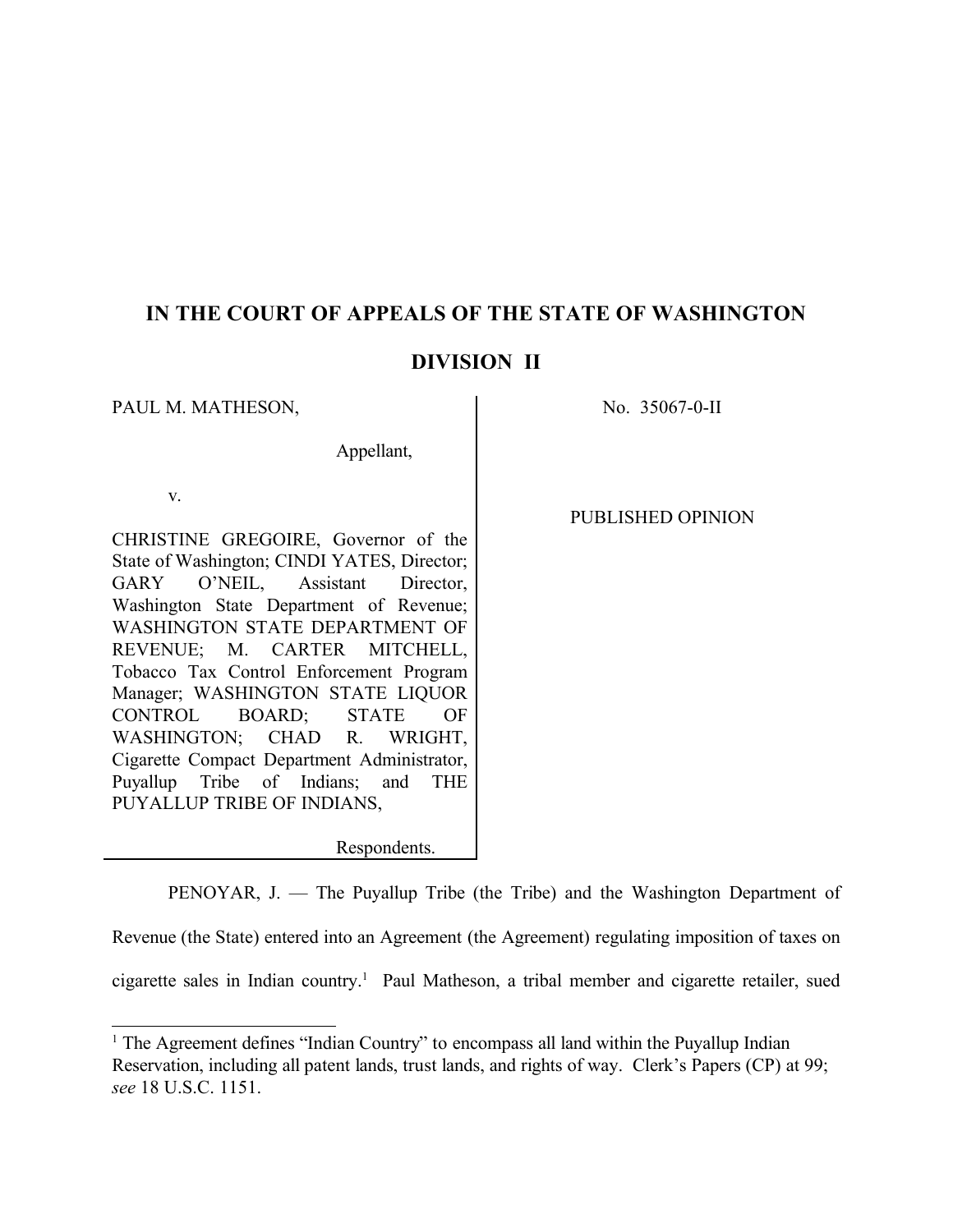# IN THE COURT OF APPEALS OF THE STATE OF WASHINGTON

## DIVISION II

| | |
|---|---|
| PAUL M. MATHESON,<br><br>Appellant,<br><br>v.<br><br>CHRISTINE GREGOIRE, Governor of the State of Washington; CINDI YATES, Director; GARY O'NEIL, Assistant Director, Washington State Department of Revenue; WASHINGTON STATE DEPARTMENT OF REVENUE; M. CARTER MITCHELL, Tobacco Tax Control Enforcement Program Manager; WASHINGTON STATE LIQUOR CONTROL BOARD; STATE OF WASHINGTON; CHAD R. WRIGHT, Cigarette Compact Department Administrator, Puyallup Tribe of Indians; and THE PUYALLUP TRIBE OF INDIANS,<br><br>Respondents. | No. 35067-0-II<br><br>PUBLISHED OPINION |

PENOYAR, J. — The Puyallup Tribe (the Tribe) and the Washington Department of Revenue (the State) entered into an Agreement (the Agreement) regulating imposition of taxes on cigarette sales in Indian country.[1] Paul Matheson, a tribal member and cigarette retailer, sued

---

[1] The Agreement defines "Indian Country" to encompass all land within the Puyallup Indian Reservation, including all patent lands, trust lands, and rights of way. Clerk's Papers (CP) at 99; *see* 18 U.S.C. 1151.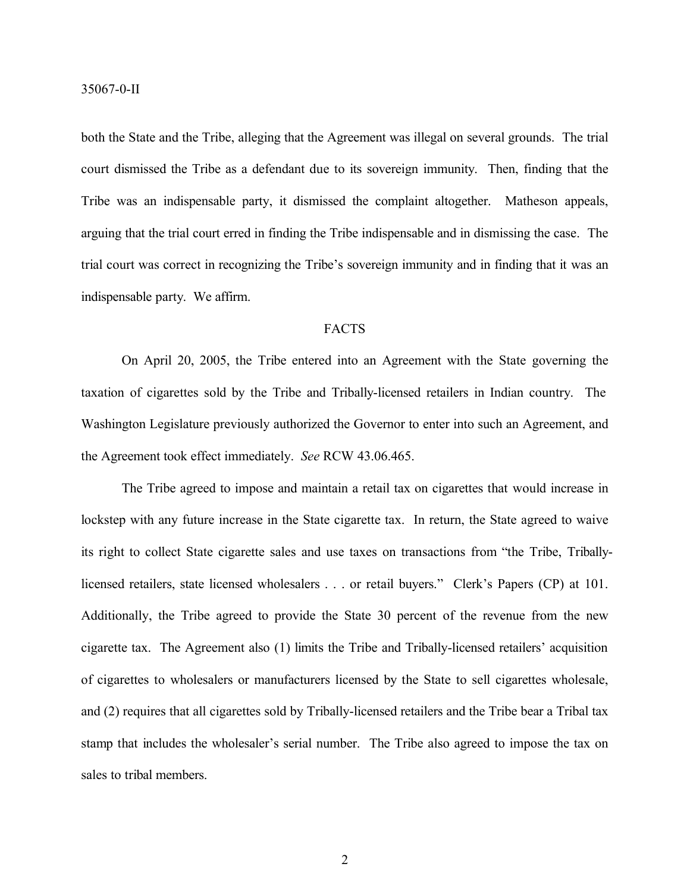both the State and the Tribe, alleging that the Agreement was illegal on several grounds. The trial court dismissed the Tribe as a defendant due to its sovereign immunity. Then, finding that the Tribe was an indispensable party, it dismissed the complaint altogether. Matheson appeals, arguing that the trial court erred in finding the Tribe indispensable and in dismissing the case. The trial court was correct in recognizing the Tribe's sovereign immunity and in finding that it was an indispensable party. We affirm.

## FACTS

On April 20, 2005, the Tribe entered into an Agreement with the State governing the taxation of cigarettes sold by the Tribe and Tribally-licensed retailers in Indian country. The Washington Legislature previously authorized the Governor to enter into such an Agreement, and the Agreement took effect immediately. *See* RCW 43.06.465.

The Tribe agreed to impose and maintain a retail tax on cigarettes that would increase in lockstep with any future increase in the State cigarette tax. In return, the State agreed to waive its right to collect State cigarette sales and use taxes on transactions from "the Tribe, Tribally-licensed retailers, state licensed wholesalers . . . or retail buyers." Clerk's Papers (CP) at 101. Additionally, the Tribe agreed to provide the State 30 percent of the revenue from the new cigarette tax. The Agreement also (1) limits the Tribe and Tribally-licensed retailers' acquisition of cigarettes to wholesalers or manufacturers licensed by the State to sell cigarettes wholesale, and (2) requires that all cigarettes sold by Tribally-licensed retailers and the Tribe bear a Tribal tax stamp that includes the wholesaler's serial number. The Tribe also agreed to impose the tax on sales to tribal members.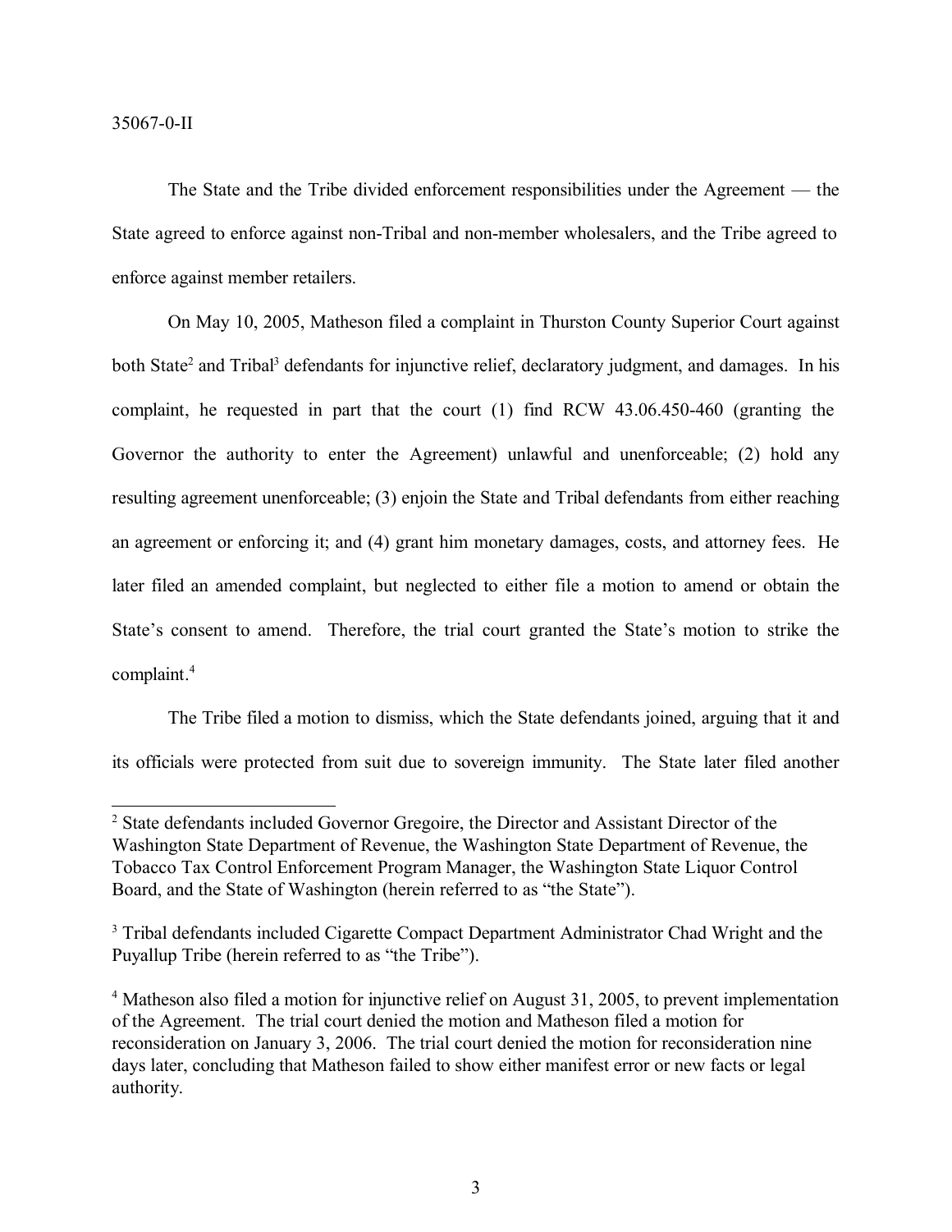The State and the Tribe divided enforcement responsibilities under the Agreement — the State agreed to enforce against non-Tribal and non-member wholesalers, and the Tribe agreed to enforce against member retailers.

On May 10, 2005, Matheson filed a complaint in Thurston County Superior Court against both State[2] and Tribal[3] defendants for injunctive relief, declaratory judgment, and damages. In his complaint, he requested in part that the court (1) find RCW 43.06.450-460 (granting the Governor the authority to enter the Agreement) unlawful and unenforceable; (2) hold any resulting agreement unenforceable; (3) enjoin the State and Tribal defendants from either reaching an agreement or enforcing it; and (4) grant him monetary damages, costs, and attorney fees. He later filed an amended complaint, but neglected to either file a motion to amend or obtain the State's consent to amend. Therefore, the trial court granted the State's motion to strike the complaint.[4]

The Tribe filed a motion to dismiss, which the State defendants joined, arguing that it and its officials were protected from suit due to sovereign immunity. The State later filed another

---

[2] State defendants included Governor Gregoire, the Director and Assistant Director of the Washington State Department of Revenue, the Washington State Department of Revenue, the Tobacco Tax Control Enforcement Program Manager, the Washington State Liquor Control Board, and the State of Washington (herein referred to as "the State").

[3] Tribal defendants included Cigarette Compact Department Administrator Chad Wright and the Puyallup Tribe (herein referred to as "the Tribe").

[4] Matheson also filed a motion for injunctive relief on August 31, 2005, to prevent implementation of the Agreement. The trial court denied the motion and Matheson filed a motion for reconsideration on January 3, 2006. The trial court denied the motion for reconsideration nine days later, concluding that Matheson failed to show either manifest error or new facts or legal authority.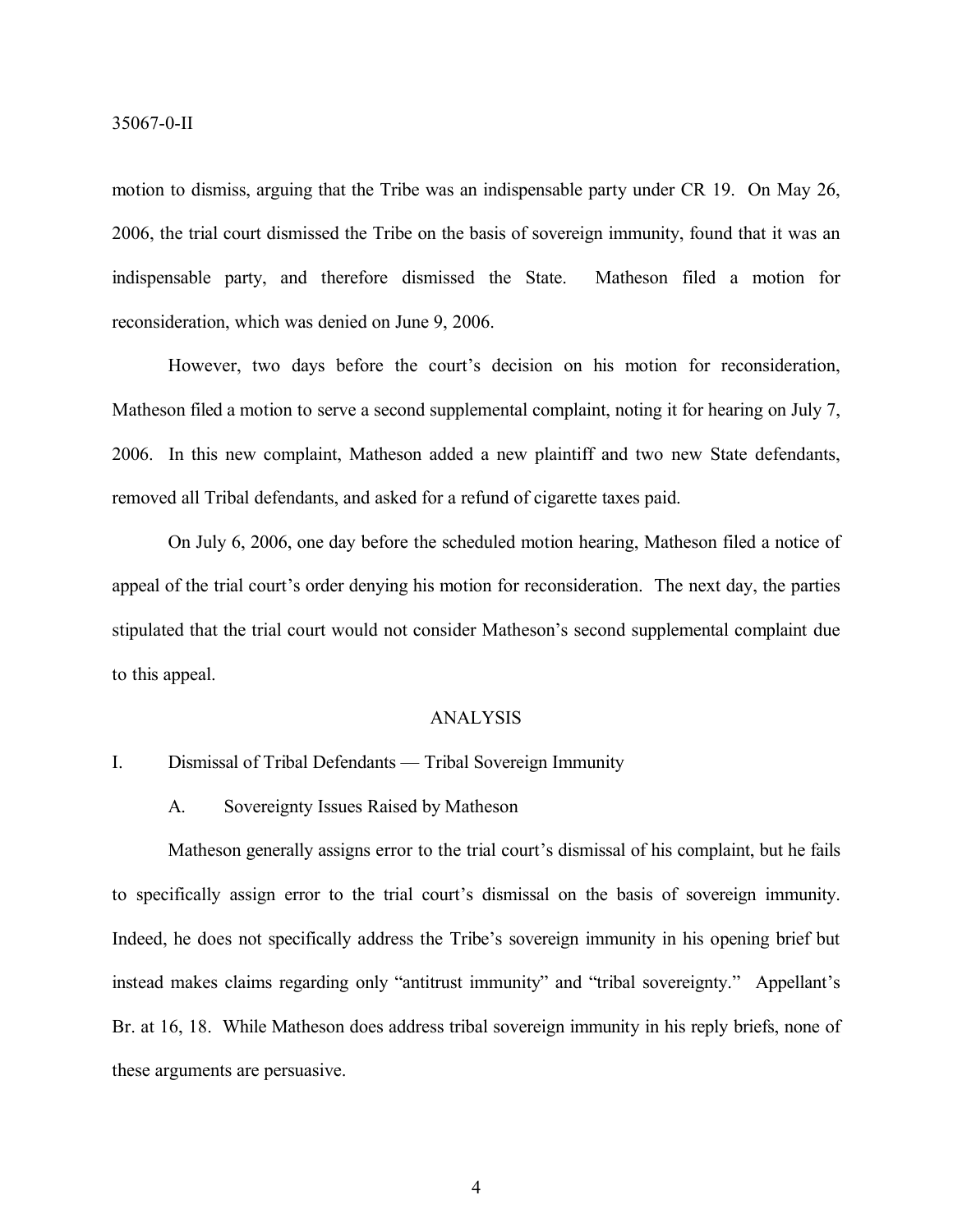motion to dismiss, arguing that the Tribe was an indispensable party under CR 19. On May 26, 2006, the trial court dismissed the Tribe on the basis of sovereign immunity, found that it was an indispensable party, and therefore dismissed the State. Matheson filed a motion for reconsideration, which was denied on June 9, 2006.

However, two days before the court's decision on his motion for reconsideration, Matheson filed a motion to serve a second supplemental complaint, noting it for hearing on July 7, 2006. In this new complaint, Matheson added a new plaintiff and two new State defendants, removed all Tribal defendants, and asked for a refund of cigarette taxes paid.

On July 6, 2006, one day before the scheduled motion hearing, Matheson filed a notice of appeal of the trial court's order denying his motion for reconsideration. The next day, the parties stipulated that the trial court would not consider Matheson's second supplemental complaint due to this appeal.

## ANALYSIS

### I. Dismissal of Tribal Defendants — Tribal Sovereign Immunity

#### A. Sovereignty Issues Raised by Matheson

Matheson generally assigns error to the trial court's dismissal of his complaint, but he fails to specifically assign error to the trial court's dismissal on the basis of sovereign immunity. Indeed, he does not specifically address the Tribe's sovereign immunity in his opening brief but instead makes claims regarding only "antitrust immunity" and "tribal sovereignty." Appellant's Br. at 16, 18. While Matheson does address tribal sovereign immunity in his reply briefs, none of these arguments are persuasive.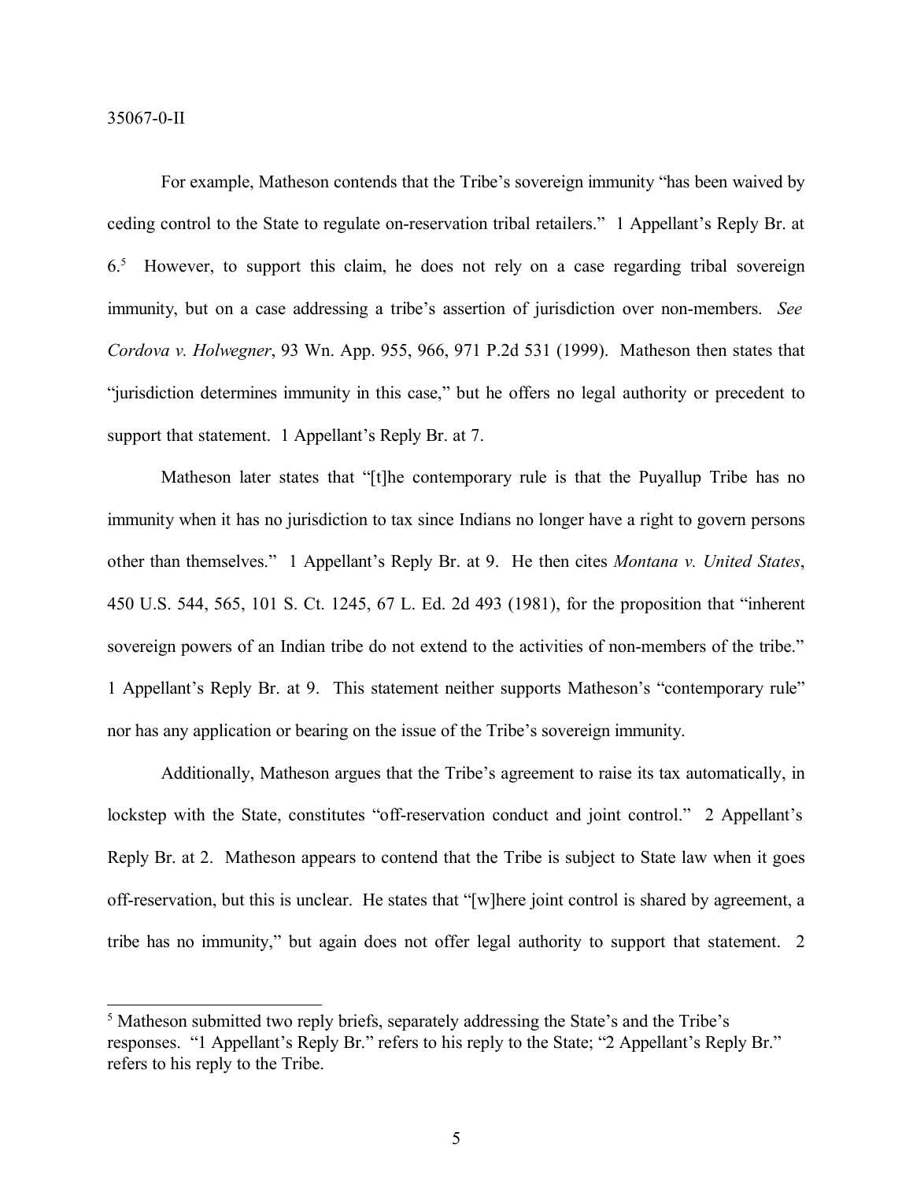For example, Matheson contends that the Tribe's sovereign immunity "has been waived by ceding control to the State to regulate on-reservation tribal retailers." 1 Appellant's Reply Br. at 6.[5] However, to support this claim, he does not rely on a case regarding tribal sovereign immunity, but on a case addressing a tribe's assertion of jurisdiction over non-members. *See Cordova v. Holwegner*, 93 Wn. App. 955, 966, 971 P.2d 531 (1999). Matheson then states that "jurisdiction determines immunity in this case," but he offers no legal authority or precedent to support that statement. 1 Appellant's Reply Br. at 7.

Matheson later states that "[t]he contemporary rule is that the Puyallup Tribe has no immunity when it has no jurisdiction to tax since Indians no longer have a right to govern persons other than themselves." 1 Appellant's Reply Br. at 9. He then cites *Montana v. United States*, 450 U.S. 544, 565, 101 S. Ct. 1245, 67 L. Ed. 2d 493 (1981), for the proposition that "inherent sovereign powers of an Indian tribe do not extend to the activities of non-members of the tribe." 1 Appellant's Reply Br. at 9. This statement neither supports Matheson's "contemporary rule" nor has any application or bearing on the issue of the Tribe's sovereign immunity.

Additionally, Matheson argues that the Tribe's agreement to raise its tax automatically, in lockstep with the State, constitutes "off-reservation conduct and joint control." 2 Appellant's Reply Br. at 2. Matheson appears to contend that the Tribe is subject to State law when it goes off-reservation, but this is unclear. He states that "[w]here joint control is shared by agreement, a tribe has no immunity," but again does not offer legal authority to support that statement. 2

[5] Matheson submitted two reply briefs, separately addressing the State's and the Tribe's responses. "1 Appellant's Reply Br." refers to his reply to the State; "2 Appellant's Reply Br." refers to his reply to the Tribe.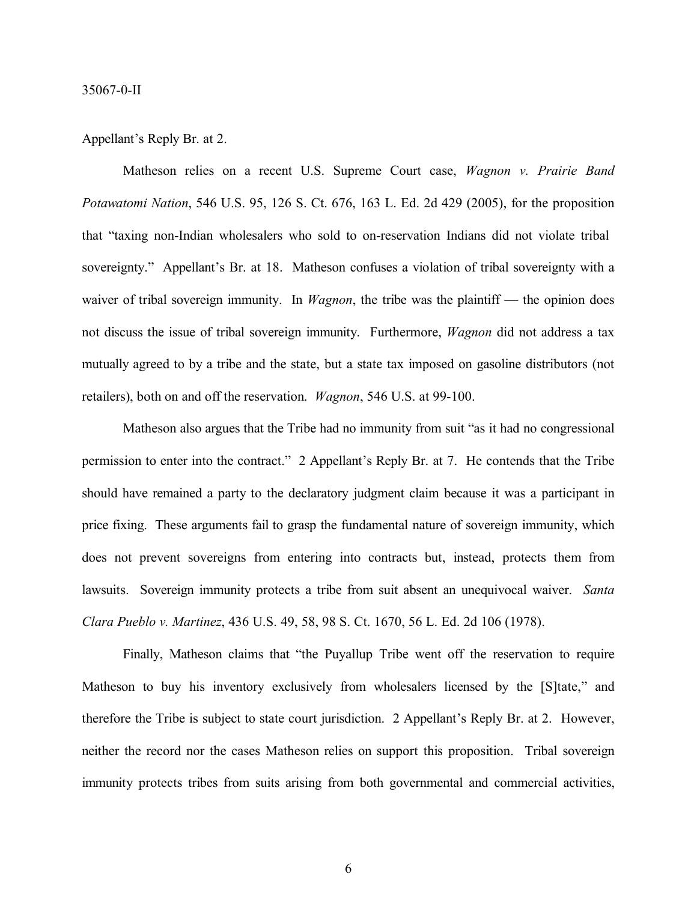Appellant's Reply Br. at 2.

Matheson relies on a recent U.S. Supreme Court case, *Wagnon v. Prairie Band Potawatomi Nation*, 546 U.S. 95, 126 S. Ct. 676, 163 L. Ed. 2d 429 (2005), for the proposition that "taxing non-Indian wholesalers who sold to on-reservation Indians did not violate tribal sovereignty." Appellant's Br. at 18. Matheson confuses a violation of tribal sovereignty with a waiver of tribal sovereign immunity. In *Wagnon*, the tribe was the plaintiff — the opinion does not discuss the issue of tribal sovereign immunity. Furthermore, *Wagnon* did not address a tax mutually agreed to by a tribe and the state, but a state tax imposed on gasoline distributors (not retailers), both on and off the reservation. *Wagnon*, 546 U.S. at 99-100.

Matheson also argues that the Tribe had no immunity from suit "as it had no congressional permission to enter into the contract." 2 Appellant's Reply Br. at 7. He contends that the Tribe should have remained a party to the declaratory judgment claim because it was a participant in price fixing. These arguments fail to grasp the fundamental nature of sovereign immunity, which does not prevent sovereigns from entering into contracts but, instead, protects them from lawsuits. Sovereign immunity protects a tribe from suit absent an unequivocal waiver. *Santa Clara Pueblo v. Martinez*, 436 U.S. 49, 58, 98 S. Ct. 1670, 56 L. Ed. 2d 106 (1978).

Finally, Matheson claims that "the Puyallup Tribe went off the reservation to require Matheson to buy his inventory exclusively from wholesalers licensed by the [S]tate," and therefore the Tribe is subject to state court jurisdiction. 2 Appellant's Reply Br. at 2. However, neither the record nor the cases Matheson relies on support this proposition. Tribal sovereign immunity protects tribes from suits arising from both governmental and commercial activities,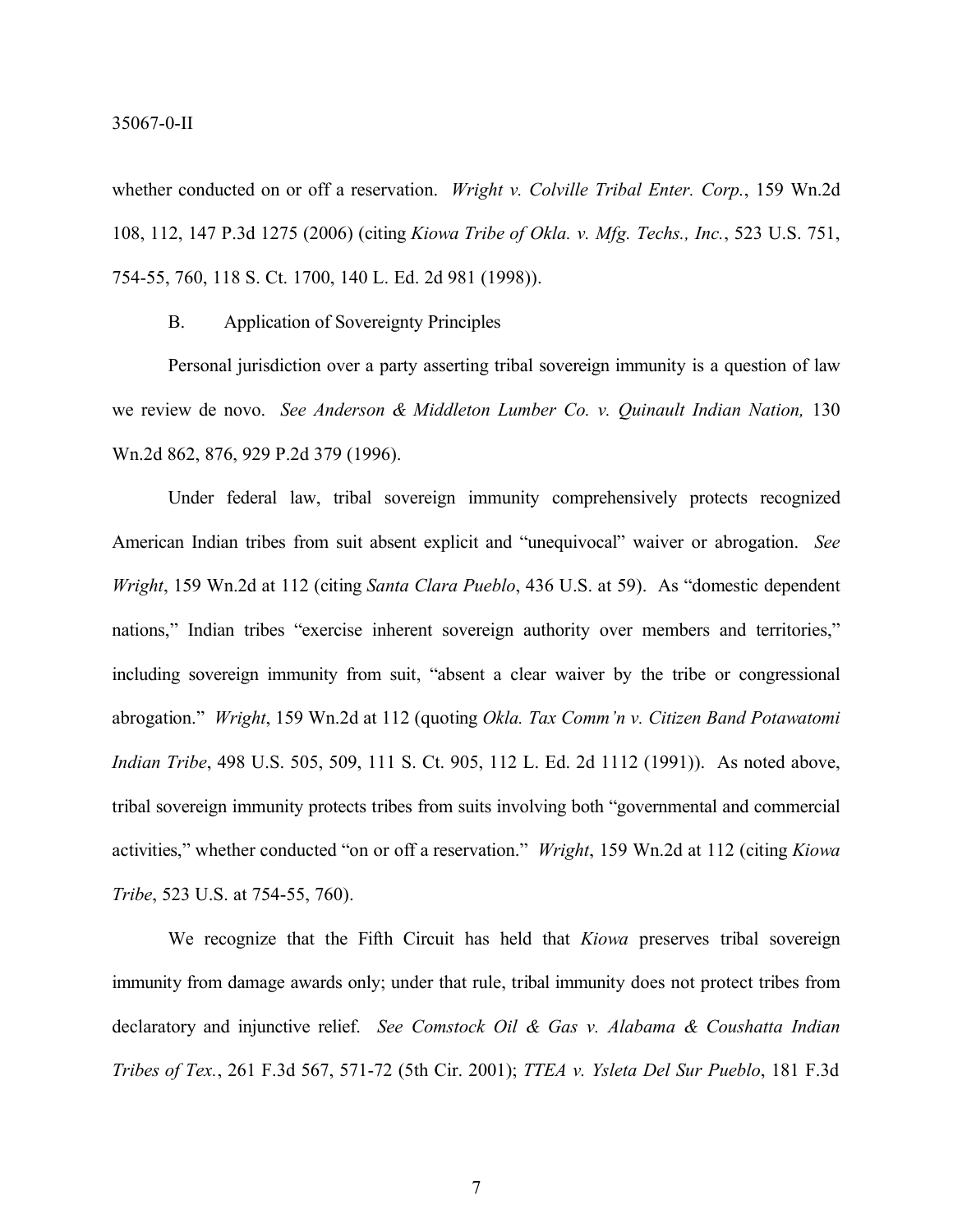whether conducted on or off a reservation. *Wright v. Colville Tribal Enter. Corp.*, 159 Wn.2d 108, 112, 147 P.3d 1275 (2006) (citing *Kiowa Tribe of Okla. v. Mfg. Techs., Inc.*, 523 U.S. 751, 754-55, 760, 118 S. Ct. 1700, 140 L. Ed. 2d 981 (1998)).

B. Application of Sovereignty Principles

Personal jurisdiction over a party asserting tribal sovereign immunity is a question of law we review de novo. *See Anderson & Middleton Lumber Co. v. Quinault Indian Nation,* 130 Wn.2d 862, 876, 929 P.2d 379 (1996).

Under federal law, tribal sovereign immunity comprehensively protects recognized American Indian tribes from suit absent explicit and "unequivocal" waiver or abrogation. *See Wright*, 159 Wn.2d at 112 (citing *Santa Clara Pueblo*, 436 U.S. at 59). As "domestic dependent nations," Indian tribes "exercise inherent sovereign authority over members and territories," including sovereign immunity from suit, "absent a clear waiver by the tribe or congressional abrogation." *Wright*, 159 Wn.2d at 112 (quoting *Okla. Tax Comm'n v. Citizen Band Potawatomi Indian Tribe*, 498 U.S. 505, 509, 111 S. Ct. 905, 112 L. Ed. 2d 1112 (1991)). As noted above, tribal sovereign immunity protects tribes from suits involving both "governmental and commercial activities," whether conducted "on or off a reservation." *Wright*, 159 Wn.2d at 112 (citing *Kiowa Tribe*, 523 U.S. at 754-55, 760).

We recognize that the Fifth Circuit has held that *Kiowa* preserves tribal sovereign immunity from damage awards only; under that rule, tribal immunity does not protect tribes from declaratory and injunctive relief. *See Comstock Oil & Gas v. Alabama & Coushatta Indian Tribes of Tex.*, 261 F.3d 567, 571-72 (5th Cir. 2001); *TTEA v. Ysleta Del Sur Pueblo*, 181 F.3d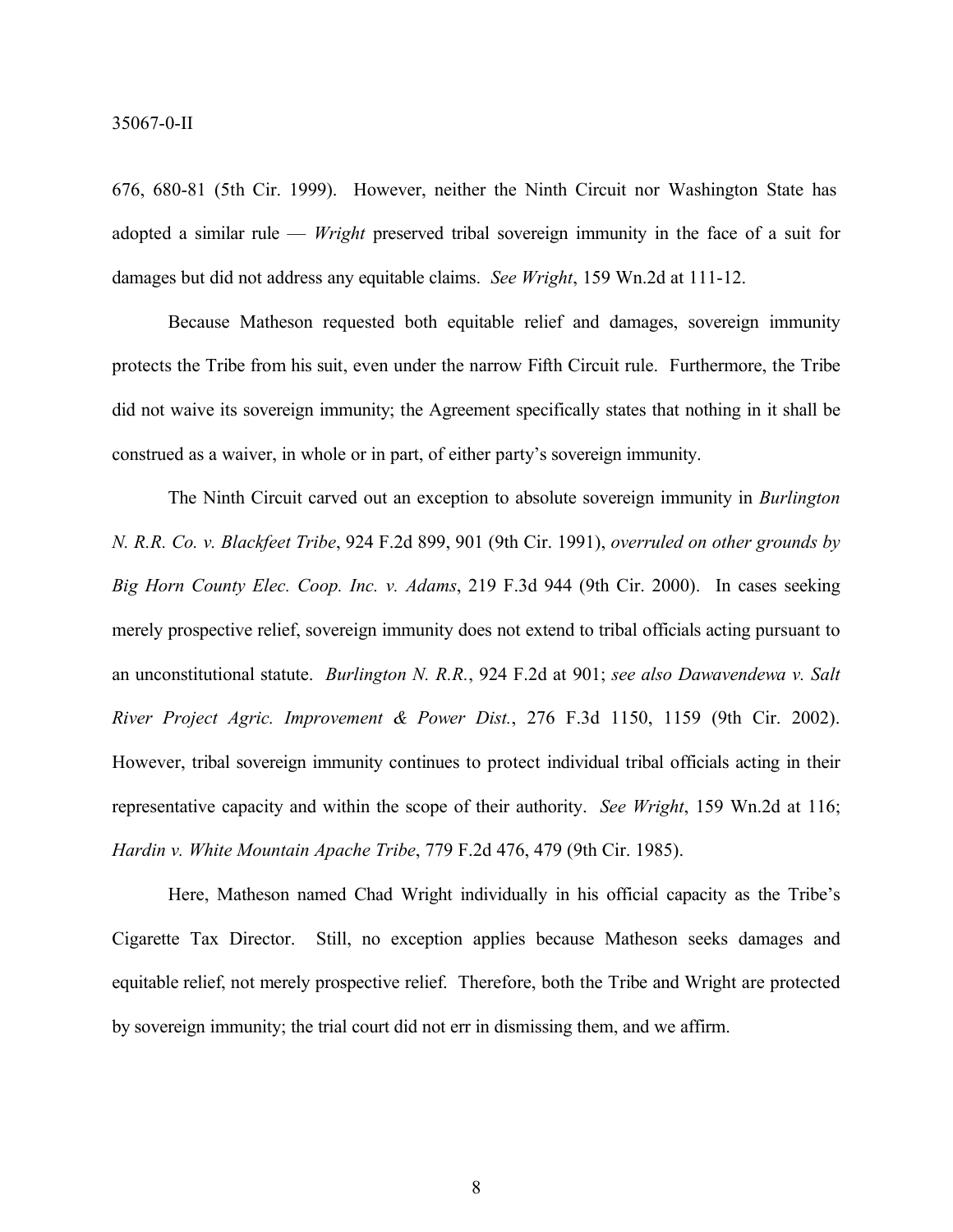676, 680-81 (5th Cir. 1999). However, neither the Ninth Circuit nor Washington State has adopted a similar rule — *Wright* preserved tribal sovereign immunity in the face of a suit for damages but did not address any equitable claims. *See Wright*, 159 Wn.2d at 111-12.

Because Matheson requested both equitable relief and damages, sovereign immunity protects the Tribe from his suit, even under the narrow Fifth Circuit rule. Furthermore, the Tribe did not waive its sovereign immunity; the Agreement specifically states that nothing in it shall be construed as a waiver, in whole or in part, of either party's sovereign immunity.

The Ninth Circuit carved out an exception to absolute sovereign immunity in *Burlington N. R.R. Co. v. Blackfeet Tribe*, 924 F.2d 899, 901 (9th Cir. 1991), *overruled on other grounds by Big Horn County Elec. Coop. Inc. v. Adams*, 219 F.3d 944 (9th Cir. 2000). In cases seeking merely prospective relief, sovereign immunity does not extend to tribal officials acting pursuant to an unconstitutional statute. *Burlington N. R.R.*, 924 F.2d at 901; *see also Dawavendewa v. Salt River Project Agric. Improvement & Power Dist.*, 276 F.3d 1150, 1159 (9th Cir. 2002). However, tribal sovereign immunity continues to protect individual tribal officials acting in their representative capacity and within the scope of their authority. *See Wright*, 159 Wn.2d at 116; *Hardin v. White Mountain Apache Tribe*, 779 F.2d 476, 479 (9th Cir. 1985).

Here, Matheson named Chad Wright individually in his official capacity as the Tribe's Cigarette Tax Director. Still, no exception applies because Matheson seeks damages and equitable relief, not merely prospective relief. Therefore, both the Tribe and Wright are protected by sovereign immunity; the trial court did not err in dismissing them, and we affirm.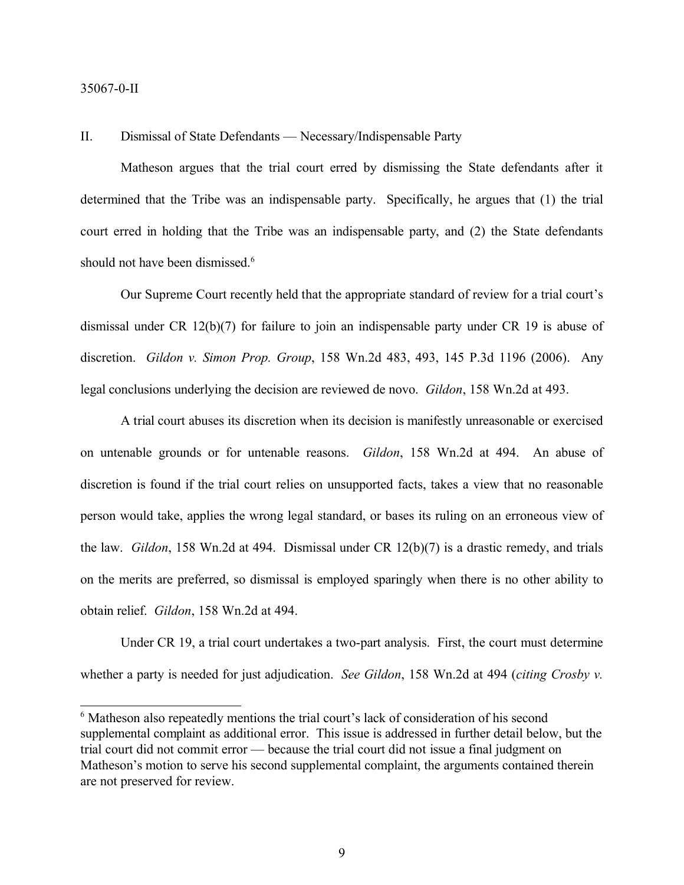## II. Dismissal of State Defendants — Necessary/Indispensable Party

Matheson argues that the trial court erred by dismissing the State defendants after it determined that the Tribe was an indispensable party. Specifically, he argues that (1) the trial court erred in holding that the Tribe was an indispensable party, and (2) the State defendants should not have been dismissed.[6]

Our Supreme Court recently held that the appropriate standard of review for a trial court's dismissal under CR 12(b)(7) for failure to join an indispensable party under CR 19 is abuse of discretion. *Gildon v. Simon Prop. Group*, 158 Wn.2d 483, 493, 145 P.3d 1196 (2006). Any legal conclusions underlying the decision are reviewed de novo. *Gildon*, 158 Wn.2d at 493.

A trial court abuses its discretion when its decision is manifestly unreasonable or exercised on untenable grounds or for untenable reasons. *Gildon*, 158 Wn.2d at 494. An abuse of discretion is found if the trial court relies on unsupported facts, takes a view that no reasonable person would take, applies the wrong legal standard, or bases its ruling on an erroneous view of the law. *Gildon*, 158 Wn.2d at 494. Dismissal under CR 12(b)(7) is a drastic remedy, and trials on the merits are preferred, so dismissal is employed sparingly when there is no other ability to obtain relief. *Gildon*, 158 Wn.2d at 494.

Under CR 19, a trial court undertakes a two-part analysis. First, the court must determine whether a party is needed for just adjudication. *See Gildon*, 158 Wn.2d at 494 (*citing Crosby v.*

---

[6] Matheson also repeatedly mentions the trial court's lack of consideration of his second supplemental complaint as additional error. This issue is addressed in further detail below, but the trial court did not commit error — because the trial court did not issue a final judgment on Matheson's motion to serve his second supplemental complaint, the arguments contained therein are not preserved for review.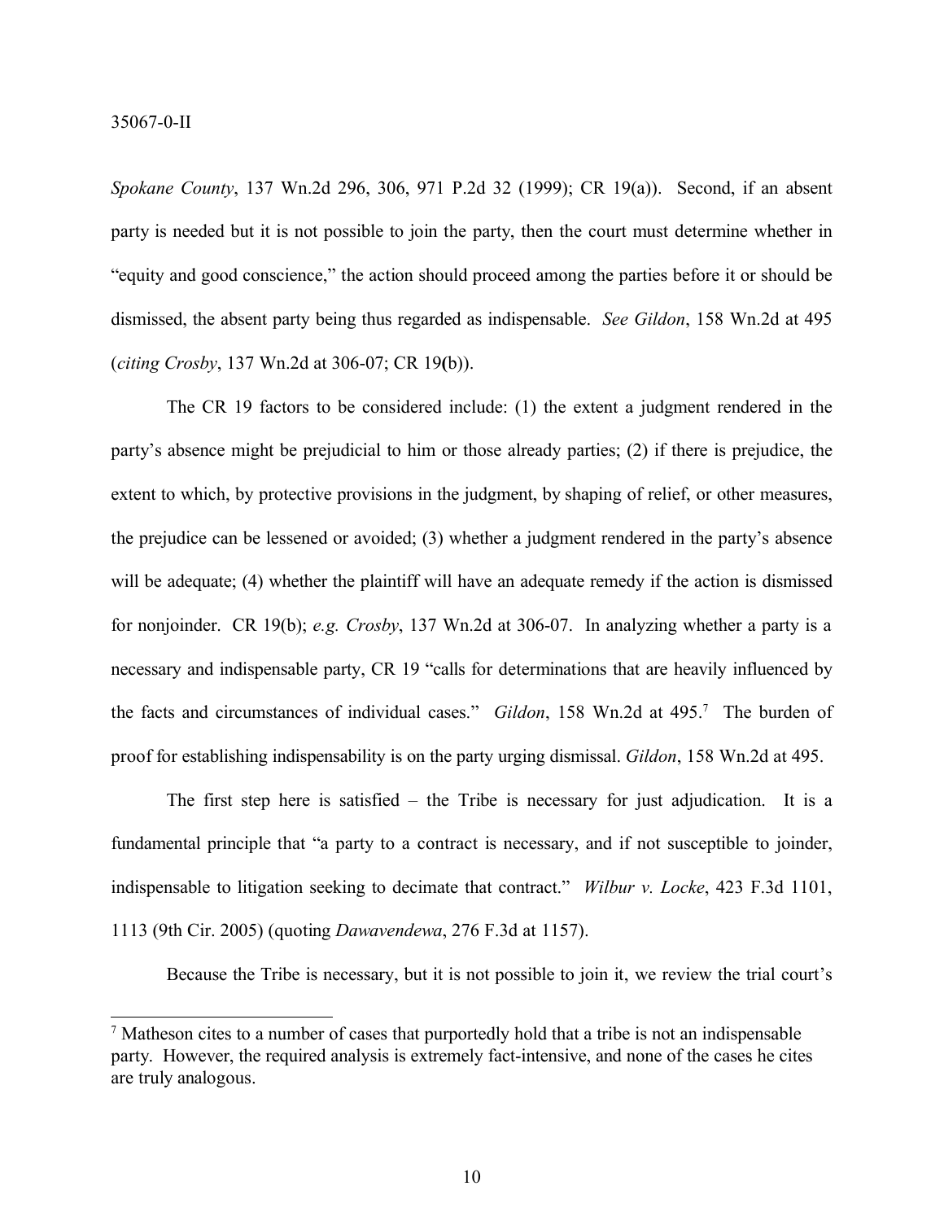*Spokane County*, 137 Wn.2d 296, 306, 971 P.2d 32 (1999); CR 19(a)). Second, if an absent party is needed but it is not possible to join the party, then the court must determine whether in "equity and good conscience," the action should proceed among the parties before it or should be dismissed, the absent party being thus regarded as indispensable. *See Gildon*, 158 Wn.2d at 495 (*citing Crosby*, 137 Wn.2d at 306-07; CR 19(b)).

The CR 19 factors to be considered include: (1) the extent a judgment rendered in the party's absence might be prejudicial to him or those already parties; (2) if there is prejudice, the extent to which, by protective provisions in the judgment, by shaping of relief, or other measures, the prejudice can be lessened or avoided; (3) whether a judgment rendered in the party's absence will be adequate; (4) whether the plaintiff will have an adequate remedy if the action is dismissed for nonjoinder. CR 19(b); *e.g. Crosby*, 137 Wn.2d at 306-07. In analyzing whether a party is a necessary and indispensable party, CR 19 "calls for determinations that are heavily influenced by the facts and circumstances of individual cases." *Gildon*, 158 Wn.2d at 495.[7] The burden of proof for establishing indispensability is on the party urging dismissal. *Gildon*, 158 Wn.2d at 495.

The first step here is satisfied – the Tribe is necessary for just adjudication. It is a fundamental principle that "a party to a contract is necessary, and if not susceptible to joinder, indispensable to litigation seeking to decimate that contract." *Wilbur v. Locke*, 423 F.3d 1101, 1113 (9th Cir. 2005) (quoting *Dawavendewa*, 276 F.3d at 1157).

Because the Tribe is necessary, but it is not possible to join it, we review the trial court's

[7] Matheson cites to a number of cases that purportedly hold that a tribe is not an indispensable party. However, the required analysis is extremely fact-intensive, and none of the cases he cites are truly analogous.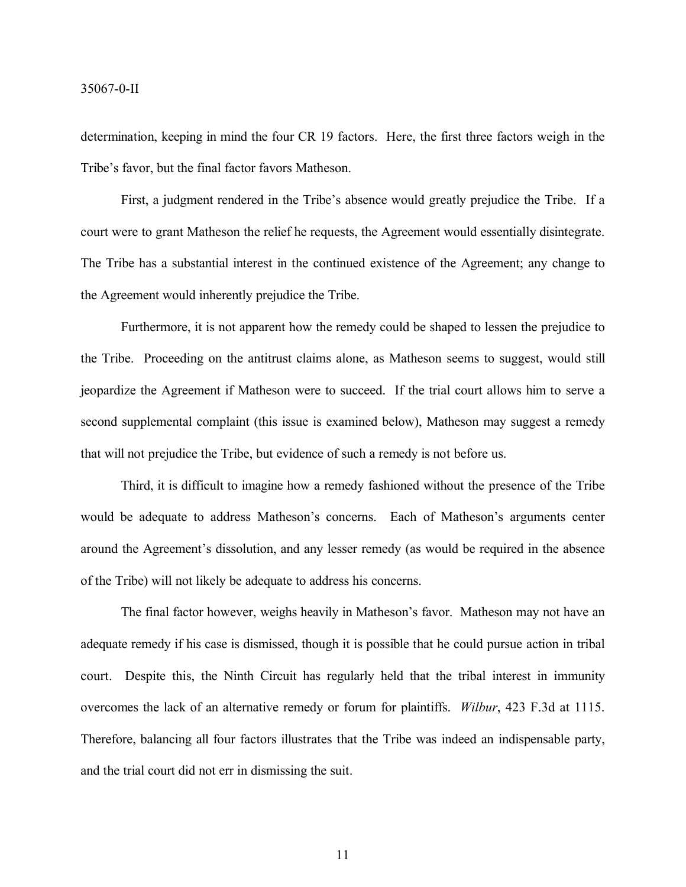determination, keeping in mind the four CR 19 factors. Here, the first three factors weigh in the Tribe's favor, but the final factor favors Matheson.

First, a judgment rendered in the Tribe's absence would greatly prejudice the Tribe. If a court were to grant Matheson the relief he requests, the Agreement would essentially disintegrate. The Tribe has a substantial interest in the continued existence of the Agreement; any change to the Agreement would inherently prejudice the Tribe.

Furthermore, it is not apparent how the remedy could be shaped to lessen the prejudice to the Tribe. Proceeding on the antitrust claims alone, as Matheson seems to suggest, would still jeopardize the Agreement if Matheson were to succeed. If the trial court allows him to serve a second supplemental complaint (this issue is examined below), Matheson may suggest a remedy that will not prejudice the Tribe, but evidence of such a remedy is not before us.

Third, it is difficult to imagine how a remedy fashioned without the presence of the Tribe would be adequate to address Matheson's concerns. Each of Matheson's arguments center around the Agreement's dissolution, and any lesser remedy (as would be required in the absence of the Tribe) will not likely be adequate to address his concerns.

The final factor however, weighs heavily in Matheson's favor. Matheson may not have an adequate remedy if his case is dismissed, though it is possible that he could pursue action in tribal court. Despite this, the Ninth Circuit has regularly held that the tribal interest in immunity overcomes the lack of an alternative remedy or forum for plaintiffs. *Wilbur*, 423 F.3d at 1115. Therefore, balancing all four factors illustrates that the Tribe was indeed an indispensable party, and the trial court did not err in dismissing the suit.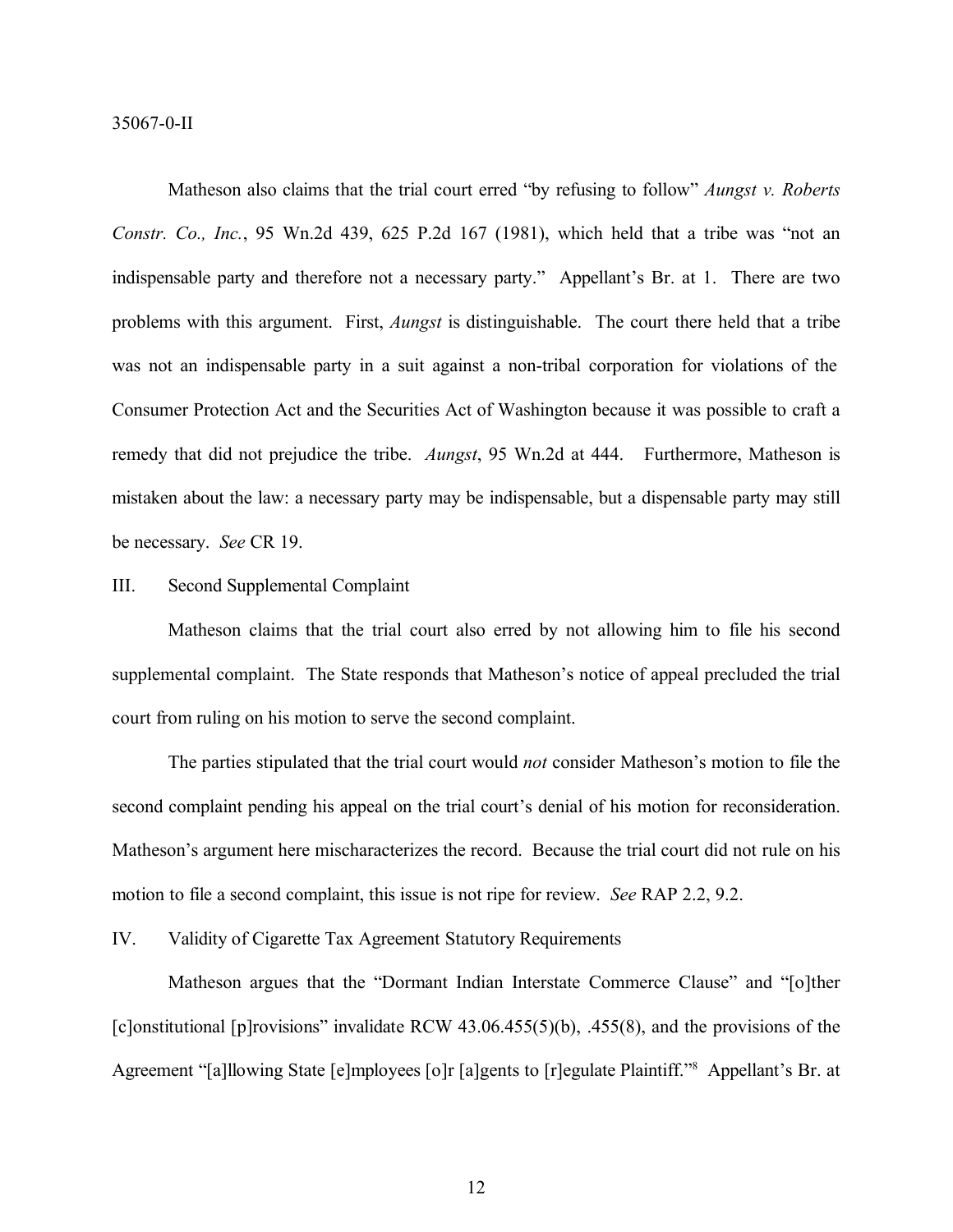Matheson also claims that the trial court erred "by refusing to follow" *Aungst v. Roberts Constr. Co., Inc.*, 95 Wn.2d 439, 625 P.2d 167 (1981), which held that a tribe was "not an indispensable party and therefore not a necessary party." Appellant's Br. at 1. There are two problems with this argument. First, *Aungst* is distinguishable. The court there held that a tribe was not an indispensable party in a suit against a non-tribal corporation for violations of the Consumer Protection Act and the Securities Act of Washington because it was possible to craft a remedy that did not prejudice the tribe. *Aungst*, 95 Wn.2d at 444. Furthermore, Matheson is mistaken about the law: a necessary party may be indispensable, but a dispensable party may still be necessary. *See* CR 19.

## III. Second Supplemental Complaint

Matheson claims that the trial court also erred by not allowing him to file his second supplemental complaint. The State responds that Matheson's notice of appeal precluded the trial court from ruling on his motion to serve the second complaint.

The parties stipulated that the trial court would *not* consider Matheson's motion to file the second complaint pending his appeal on the trial court's denial of his motion for reconsideration. Matheson's argument here mischaracterizes the record. Because the trial court did not rule on his motion to file a second complaint, this issue is not ripe for review. *See* RAP 2.2, 9.2.

## IV. Validity of Cigarette Tax Agreement Statutory Requirements

Matheson argues that the "Dormant Indian Interstate Commerce Clause" and "[o]ther [c]onstitutional [p]rovisions" invalidate RCW 43.06.455(5)(b), .455(8), and the provisions of the Agreement "[a]llowing State [e]mployees [o]r [a]gents to [r]egulate Plaintiff."[8] Appellant's Br. at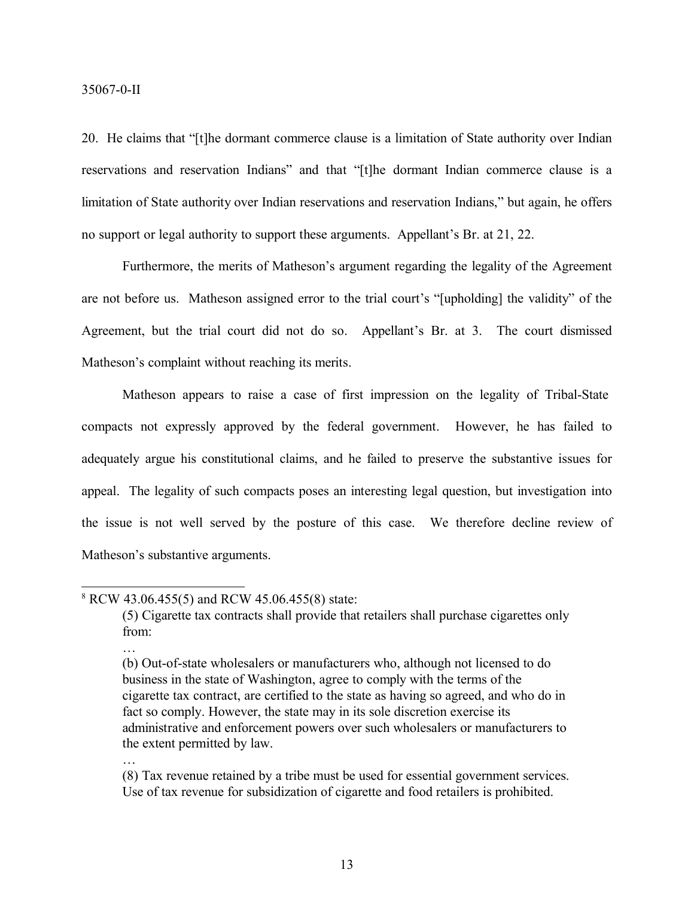20. He claims that "[t]he dormant commerce clause is a limitation of State authority over Indian reservations and reservation Indians" and that "[t]he dormant Indian commerce clause is a limitation of State authority over Indian reservations and reservation Indians," but again, he offers no support or legal authority to support these arguments. Appellant's Br. at 21, 22.

Furthermore, the merits of Matheson's argument regarding the legality of the Agreement are not before us. Matheson assigned error to the trial court's "[upholding] the validity" of the Agreement, but the trial court did not do so. Appellant's Br. at 3. The court dismissed Matheson's complaint without reaching its merits.

Matheson appears to raise a case of first impression on the legality of Tribal-State compacts not expressly approved by the federal government. However, he has failed to adequately argue his constitutional claims, and he failed to preserve the substantive issues for appeal. The legality of such compacts poses an interesting legal question, but investigation into the issue is not well served by the posture of this case. We therefore decline review of Matheson's substantive arguments.

---

[8] RCW 43.06.455(5) and RCW 45.06.455(8) state:

> (5) Cigarette tax contracts shall provide that retailers shall purchase cigarettes only from:
>
> …
>
> (b) Out-of-state wholesalers or manufacturers who, although not licensed to do business in the state of Washington, agree to comply with the terms of the cigarette tax contract, are certified to the state as having so agreed, and who do in fact so comply. However, the state may in its sole discretion exercise its administrative and enforcement powers over such wholesalers or manufacturers to the extent permitted by law.
>
> …
>
> (8) Tax revenue retained by a tribe must be used for essential government services. Use of tax revenue for subsidization of cigarette and food retailers is prohibited.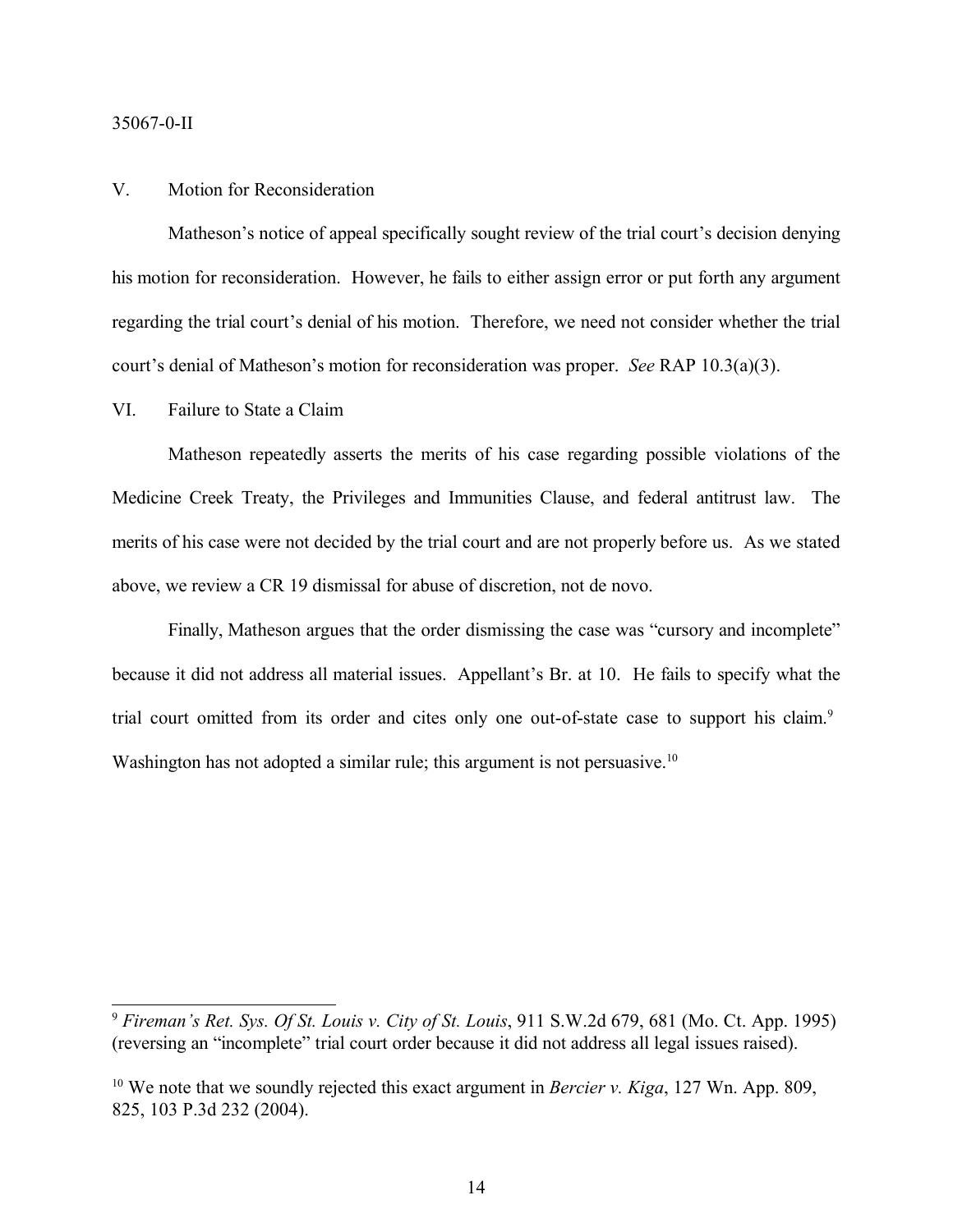## V. Motion for Reconsideration

Matheson's notice of appeal specifically sought review of the trial court's decision denying his motion for reconsideration. However, he fails to either assign error or put forth any argument regarding the trial court's denial of his motion. Therefore, we need not consider whether the trial court's denial of Matheson's motion for reconsideration was proper. *See* RAP 10.3(a)(3).

## VI. Failure to State a Claim

Matheson repeatedly asserts the merits of his case regarding possible violations of the Medicine Creek Treaty, the Privileges and Immunities Clause, and federal antitrust law. The merits of his case were not decided by the trial court and are not properly before us. As we stated above, we review a CR 19 dismissal for abuse of discretion, not de novo.

Finally, Matheson argues that the order dismissing the case was "cursory and incomplete" because it did not address all material issues. Appellant's Br. at 10. He fails to specify what the trial court omitted from its order and cites only one out-of-state case to support his claim.[9] Washington has not adopted a similar rule; this argument is not persuasive.[10]

---

[9] *Fireman's Ret. Sys. Of St. Louis v. City of St. Louis*, 911 S.W.2d 679, 681 (Mo. Ct. App. 1995) (reversing an "incomplete" trial court order because it did not address all legal issues raised).

[10] We note that we soundly rejected this exact argument in *Bercier v. Kiga*, 127 Wn. App. 809, 825, 103 P.3d 232 (2004).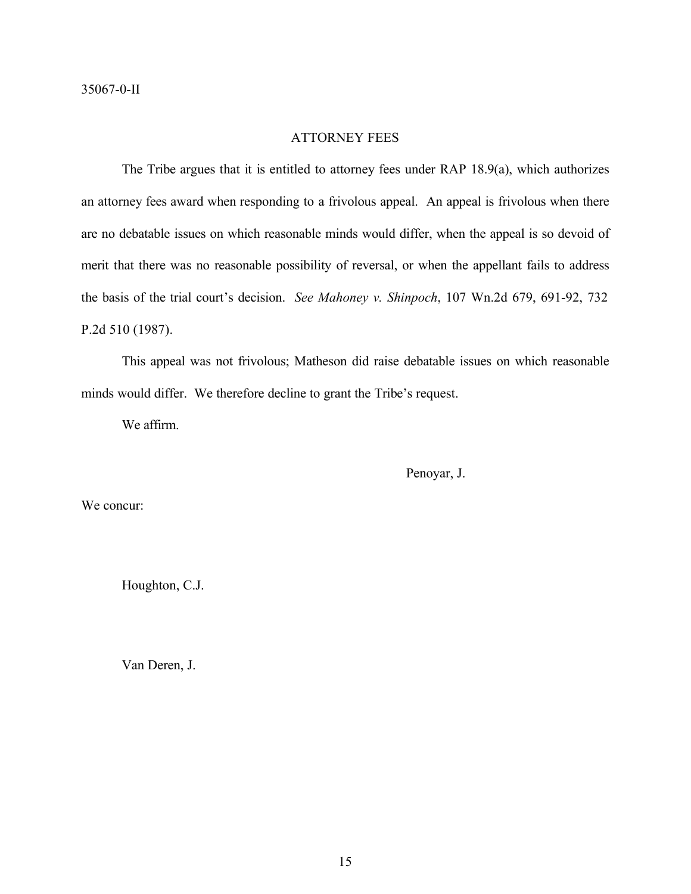## ATTORNEY FEES

The Tribe argues that it is entitled to attorney fees under RAP 18.9(a), which authorizes an attorney fees award when responding to a frivolous appeal. An appeal is frivolous when there are no debatable issues on which reasonable minds would differ, when the appeal is so devoid of merit that there was no reasonable possibility of reversal, or when the appellant fails to address the basis of the trial court's decision. *See Mahoney v. Shinpoch*, 107 Wn.2d 679, 691-92, 732 P.2d 510 (1987).

This appeal was not frivolous; Matheson did raise debatable issues on which reasonable minds would differ. We therefore decline to grant the Tribe's request.

We affirm.

Penoyar, J.

We concur:

Houghton, C.J.

Van Deren, J.